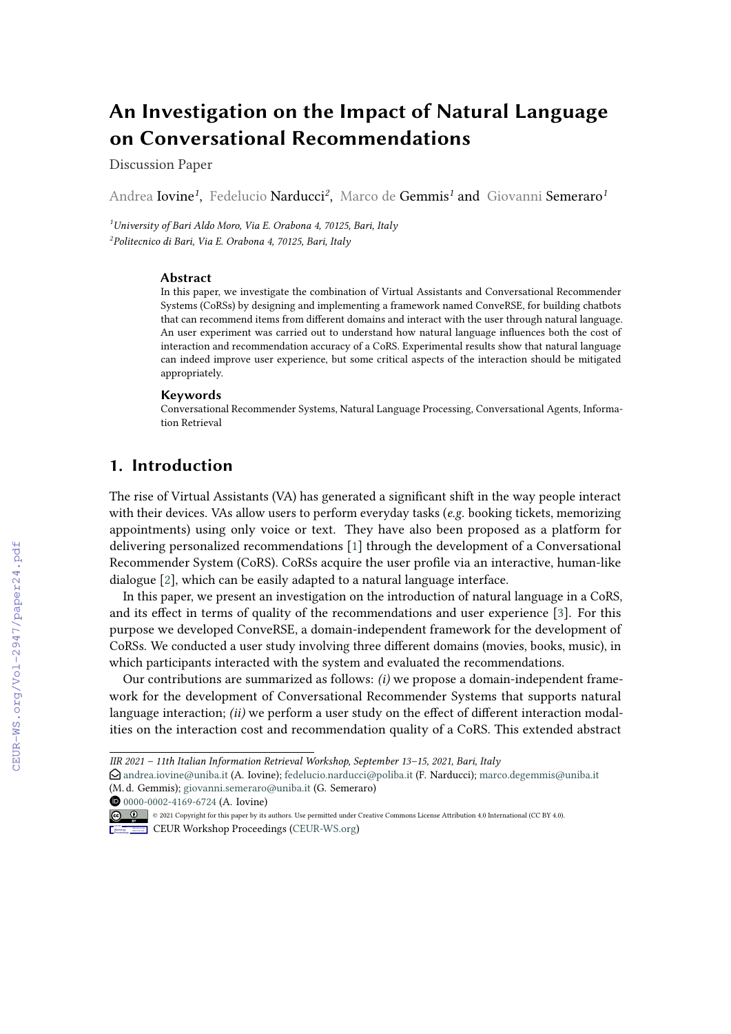# An Investigation on the Impact of Natural Language on Conversational Recommendations

Discussion Paper

Andrea Iovine[1], Fedelucio Narducci[2], Marco de Gemmis[1] and Giovanni Semeraro[1]

[1]University of Bari Aldo Moro, Via E. Orabona 4, 70125, Bari, Italy
[2]Politecnico di Bari, Via E. Orabona 4, 70125, Bari, Italy

### Abstract

In this paper, we investigate the combination of Virtual Assistants and Conversational Recommender Systems (CoRSs) by designing and implementing a framework named ConveRSE, for building chatbots that can recommend items from different domains and interact with the user through natural language. An user experiment was carried out to understand how natural language influences both the cost of interaction and recommendation accuracy of a CoRS. Experimental results show that natural language can indeed improve user experience, but some critical aspects of the interaction should be mitigated appropriately.

### Keywords

Conversational Recommender Systems, Natural Language Processing, Conversational Agents, Information Retrieval

## 1. Introduction

The rise of Virtual Assistants (VA) has generated a significant shift in the way people interact with their devices. VAs allow users to perform everyday tasks (*e.g.* booking tickets, memorizing appointments) using only voice or text. They have also been proposed as a platform for delivering personalized recommendations [1] through the development of a Conversational Recommender System (CoRS). CoRSs acquire the user profile via an interactive, human-like dialogue [2], which can be easily adapted to a natural language interface.

In this paper, we present an investigation on the introduction of natural language in a CoRS, and its effect in terms of quality of the recommendations and user experience [3]. For this purpose we developed ConveRSE, a domain-independent framework for the development of CoRSs. We conducted a user study involving three different domains (movies, books, music), in which participants interacted with the system and evaluated the recommendations.

Our contributions are summarized as follows: *(i)* we propose a domain-independent framework for the development of Conversational Recommender Systems that supports natural language interaction; *(ii)* we perform a user study on the effect of different interaction modalities on the interaction cost and recommendation quality of a CoRS. This extended abstract

---

*IIR 2021 – 11th Italian Information Retrieval Workshop, September 13–15, 2021, Bari, Italy*
andrea.iovine@uniba.it (A. Iovine); fedelucio.narducci@poliba.it (F. Narducci); marco.degemmis@uniba.it (M. d. Gemmis); giovanni.semeraro@uniba.it (G. Semeraro)
0000-0002-4169-6724 (A. Iovine)
© 2021 Copyright for this paper by its authors. Use permitted under Creative Commons License Attribution 4.0 International (CC BY 4.0).
CEUR Workshop Proceedings (CEUR-WS.org)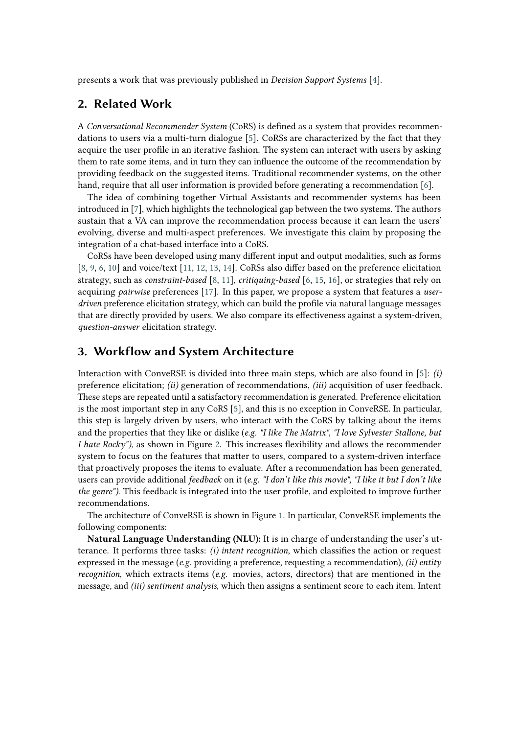presents a work that was previously published in *Decision Support Systems* [4].

## 2. Related Work

A *Conversational Recommender System* (CoRS) is defined as a system that provides recommendations to users via a multi-turn dialogue [5]. CoRSs are characterized by the fact that they acquire the user profile in an iterative fashion. The system can interact with users by asking them to rate some items, and in turn they can influence the outcome of the recommendation by providing feedback on the suggested items. Traditional recommender systems, on the other hand, require that all user information is provided before generating a recommendation [6].

The idea of combining together Virtual Assistants and recommender systems has been introduced in [7], which highlights the technological gap between the two systems. The authors sustain that a VA can improve the recommendation process because it can learn the users' evolving, diverse and multi-aspect preferences. We investigate this claim by proposing the integration of a chat-based interface into a CoRS.

CoRSs have been developed using many different input and output modalities, such as forms [8, 9, 6, 10] and voice/text [11, 12, 13, 14]. CoRSs also differ based on the preference elicitation strategy, such as *constraint-based* [8, 11], *critiquing-based* [6, 15, 16], or strategies that rely on acquiring *pairwise* preferences [17]. In this paper, we propose a system that features a *user-driven* preference elicitation strategy, which can build the profile via natural language messages that are directly provided by users. We also compare its effectiveness against a system-driven, *question-answer* elicitation strategy.

## 3. Workflow and System Architecture

Interaction with ConveRSE is divided into three main steps, which are also found in [5]: *(i)* preference elicitation; *(ii)* generation of recommendations, *(iii)* acquisition of user feedback. These steps are repeated until a satisfactory recommendation is generated. Preference elicitation is the most important step in any CoRS [5], and this is no exception in ConveRSE. In particular, this step is largely driven by users, who interact with the CoRS by talking about the items and the properties that they like or dislike (*e.g. "I like The Matrix", "I love Sylvester Stallone, but I hate Rocky")*, as shown in Figure 2. This increases flexibility and allows the recommender system to focus on the features that matter to users, compared to a system-driven interface that proactively proposes the items to evaluate. After a recommendation has been generated, users can provide additional *feedback* on it (*e.g. "I don't like this movie", "I like it but I don't like the genre")*. This feedback is integrated into the user profile, and exploited to improve further recommendations.

The architecture of ConveRSE is shown in Figure 1. In particular, ConveRSE implements the following components:

**Natural Language Understanding (NLU):** It is in charge of understanding the user's utterance. It performs three tasks: *(i) intent recognition*, which classifies the action or request expressed in the message (*e.g.* providing a preference, requesting a recommendation), *(ii) entity recognition*, which extracts items (*e.g.* movies, actors, directors) that are mentioned in the message, and *(iii) sentiment analysis*, which then assigns a sentiment score to each item. Intent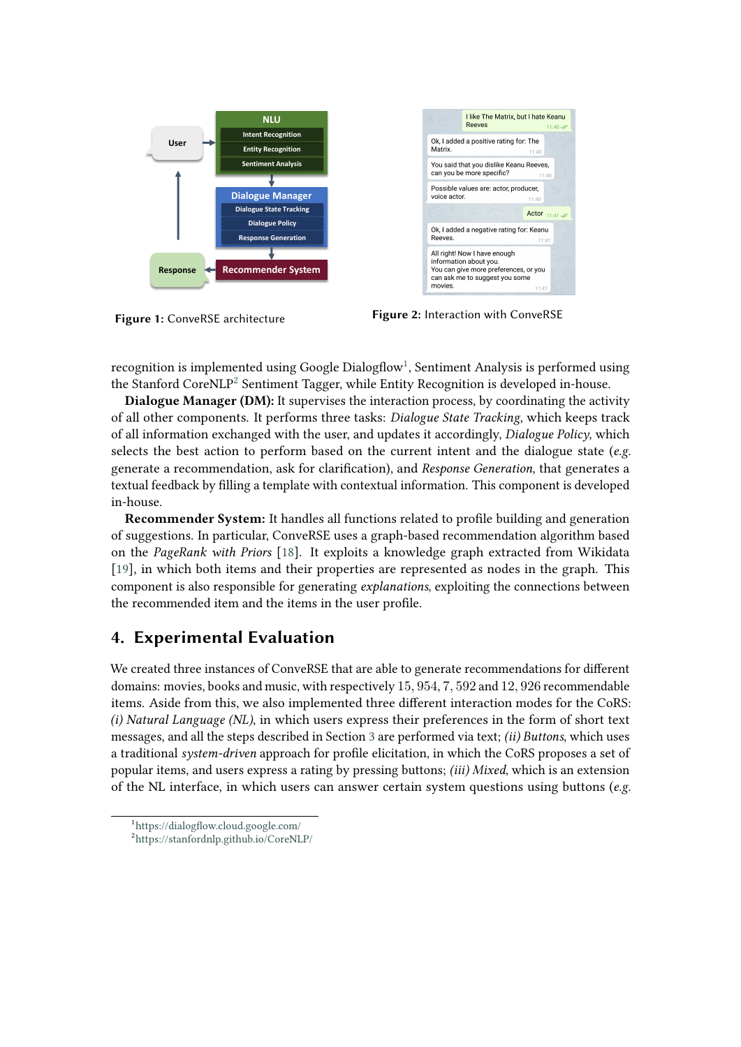Figure 1: ConveRSE architecture

Figure 2: Interaction with ConveRSE

recognition is implemented using Google Dialogflow[1], Sentiment Analysis is performed using the Stanford CoreNLP[2] Sentiment Tagger, while Entity Recognition is developed in-house.

**Dialogue Manager (DM):** It supervises the interaction process, by coordinating the activity of all other components. It performs three tasks: *Dialogue State Tracking*, which keeps track of all information exchanged with the user, and updates it accordingly, *Dialogue Policy*, which selects the best action to perform based on the current intent and the dialogue state (*e.g.* generate a recommendation, ask for clarification), and *Response Generation*, that generates a textual feedback by filling a template with contextual information. This component is developed in-house.

**Recommender System:** It handles all functions related to profile building and generation of suggestions. In particular, ConveRSE uses a graph-based recommendation algorithm based on the *PageRank with Priors* [18]. It exploits a knowledge graph extracted from Wikidata [19], in which both items and their properties are represented as nodes in the graph. This component is also responsible for generating *explanations*, exploiting the connections between the recommended item and the items in the user profile.

## 4. Experimental Evaluation

We created three instances of ConveRSE that are able to generate recommendations for different domains: movies, books and music, with respectively 15, 954, 7, 592 and 12, 926 recommendable items. Aside from this, we also implemented three different interaction modes for the CoRS: *(i) Natural Language (NL)*, in which users express their preferences in the form of short text messages, and all the steps described in Section 3 are performed via text; *(ii) Buttons*, which uses a traditional *system-driven* approach for profile elicitation, in which the CoRS proposes a set of popular items, and users express a rating by pressing buttons; *(iii) Mixed*, which is an extension of the NL interface, in which users can answer certain system questions using buttons (*e.g.*

[1] https://dialogflow.cloud.google.com/
[2] https://stanfordnlp.github.io/CoreNLP/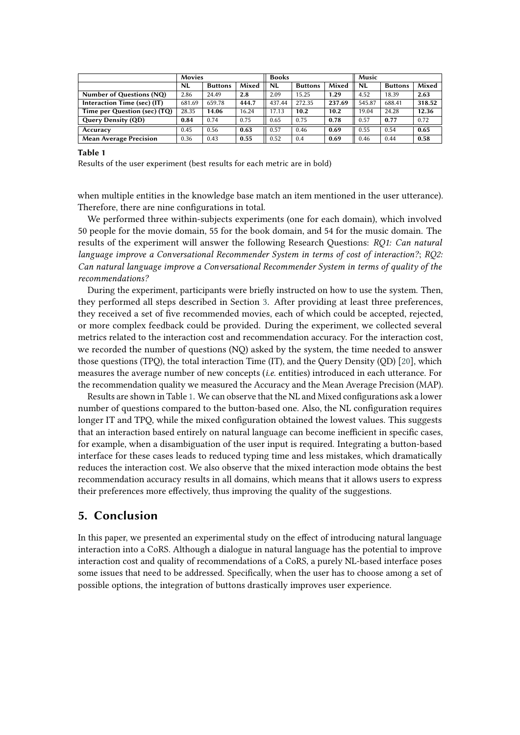| | Movies | | | Books | | | Music | | |
|---|---|---|---|---|---|---|---|---|---|
| | **NL** | **Buttons** | **Mixed** | **NL** | **Buttons** | **Mixed** | **NL** | **Buttons** | **Mixed** |
| **Number of Questions (NQ)** | 2.86 | 24.49 | **2.8** | 2.09 | 15.25 | **1.29** | 4.52 | 18.39 | **2.63** |
| **Interaction Time (sec) (IT)** | 681.69 | 659.78 | **444.7** | 437.44 | 272.35 | **237.69** | 545.87 | 688.41 | **318.52** |
| **Time per Question (sec) (TQ)** | 28.35 | **14.06** | 16.24 | 17.13 | **10.2** | **10.2** | 19.04 | 24.28 | **12.36** |
| **Query Density (QD)** | **0.84** | 0.74 | 0.75 | 0.65 | 0.75 | **0.78** | 0.57 | **0.77** | 0.72 |
| **Accuracy** | 0.45 | 0.56 | **0.63** | 0.57 | 0.46 | **0.69** | 0.55 | 0.54 | **0.65** |
| **Mean Average Precision** | 0.36 | 0.43 | **0.55** | 0.52 | 0.4 | **0.69** | 0.46 | 0.44 | **0.58** |

**Table 1**

Results of the user experiment (best results for each metric are in bold)

when multiple entities in the knowledge base match an item mentioned in the user utterance). Therefore, there are nine configurations in total.

We performed three within-subjects experiments (one for each domain), which involved 50 people for the movie domain, 55 for the book domain, and 54 for the music domain. The results of the experiment will answer the following Research Questions: *RQ1: Can natural language improve a Conversational Recommender System in terms of cost of interaction?*; *RQ2: Can natural language improve a Conversational Recommender System in terms of quality of the recommendations?*

During the experiment, participants were briefly instructed on how to use the system. Then, they performed all steps described in Section 3. After providing at least three preferences, they received a set of five recommended movies, each of which could be accepted, rejected, or more complex feedback could be provided. During the experiment, we collected several metrics related to the interaction cost and recommendation accuracy. For the interaction cost, we recorded the number of questions (NQ) asked by the system, the time needed to answer those questions (TPQ), the total interaction Time (IT), and the Query Density (QD) [20], which measures the average number of new concepts (*i.e.* entities) introduced in each utterance. For the recommendation quality we measured the Accuracy and the Mean Average Precision (MAP).

Results are shown in Table 1. We can observe that the NL and Mixed configurations ask a lower number of questions compared to the button-based one. Also, the NL configuration requires longer IT and TPQ, while the mixed configuration obtained the lowest values. This suggests that an interaction based entirely on natural language can become inefficient in specific cases, for example, when a disambiguation of the user input is required. Integrating a button-based interface for these cases leads to reduced typing time and less mistakes, which dramatically reduces the interaction cost. We also observe that the mixed interaction mode obtains the best recommendation accuracy results in all domains, which means that it allows users to express their preferences more effectively, thus improving the quality of the suggestions.

## 5. Conclusion

In this paper, we presented an experimental study on the effect of introducing natural language interaction into a CoRS. Although a dialogue in natural language has the potential to improve interaction cost and quality of recommendations of a CoRS, a purely NL-based interface poses some issues that need to be addressed. Specifically, when the user has to choose among a set of possible options, the integration of buttons drastically improves user experience.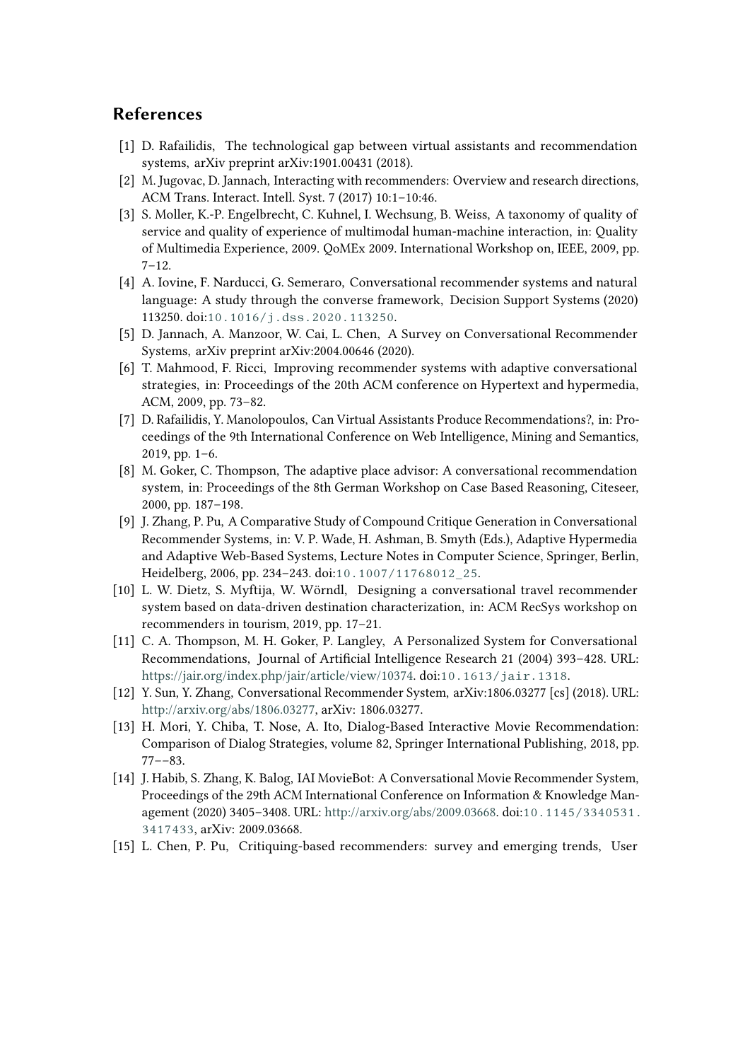## References

[1] D. Rafailidis, The technological gap between virtual assistants and recommendation systems, arXiv preprint arXiv:1901.00431 (2018).

[2] M. Jugovac, D. Jannach, Interacting with recommenders: Overview and research directions, ACM Trans. Interact. Intell. Syst. 7 (2017) 10:1–10:46.

[3] S. Moller, K.-P. Engelbrecht, C. Kuhnel, I. Wechsung, B. Weiss, A taxonomy of quality of service and quality of experience of multimodal human-machine interaction, in: Quality of Multimedia Experience, 2009. QoMEx 2009. International Workshop on, IEEE, 2009, pp. 7–12.

[4] A. Iovine, F. Narducci, G. Semeraro, Conversational recommender systems and natural language: A study through the converse framework, Decision Support Systems (2020) 113250. doi:10.1016/j.dss.2020.113250.

[5] D. Jannach, A. Manzoor, W. Cai, L. Chen, A Survey on Conversational Recommender Systems, arXiv preprint arXiv:2004.00646 (2020).

[6] T. Mahmood, F. Ricci, Improving recommender systems with adaptive conversational strategies, in: Proceedings of the 20th ACM conference on Hypertext and hypermedia, ACM, 2009, pp. 73–82.

[7] D. Rafailidis, Y. Manolopoulos, Can Virtual Assistants Produce Recommendations?, in: Proceedings of the 9th International Conference on Web Intelligence, Mining and Semantics, 2019, pp. 1–6.

[8] M. Goker, C. Thompson, The adaptive place advisor: A conversational recommendation system, in: Proceedings of the 8th German Workshop on Case Based Reasoning, Citeseer, 2000, pp. 187–198.

[9] J. Zhang, P. Pu, A Comparative Study of Compound Critique Generation in Conversational Recommender Systems, in: V. P. Wade, H. Ashman, B. Smyth (Eds.), Adaptive Hypermedia and Adaptive Web-Based Systems, Lecture Notes in Computer Science, Springer, Berlin, Heidelberg, 2006, pp. 234–243. doi:10.1007/11768012_25.

[10] L. W. Dietz, S. Myftija, W. Wörndl, Designing a conversational travel recommender system based on data-driven destination characterization, in: ACM RecSys workshop on recommenders in tourism, 2019, pp. 17–21.

[11] C. A. Thompson, M. H. Goker, P. Langley, A Personalized System for Conversational Recommendations, Journal of Artificial Intelligence Research 21 (2004) 393–428. URL: https://jair.org/index.php/jair/article/view/10374. doi:10.1613/jair.1318.

[12] Y. Sun, Y. Zhang, Conversational Recommender System, arXiv:1806.03277 [cs] (2018). URL: http://arxiv.org/abs/1806.03277, arXiv: 1806.03277.

[13] H. Mori, Y. Chiba, T. Nose, A. Ito, Dialog-Based Interactive Movie Recommendation: Comparison of Dialog Strategies, volume 82, Springer International Publishing, 2018, pp. 77––83.

[14] J. Habib, S. Zhang, K. Balog, IAI MovieBot: A Conversational Movie Recommender System, Proceedings of the 29th ACM International Conference on Information & Knowledge Management (2020) 3405–3408. URL: http://arxiv.org/abs/2009.03668. doi:10.1145/3340531.3417433, arXiv: 2009.03668.

[15] L. Chen, P. Pu, Critiquing-based recommenders: survey and emerging trends, User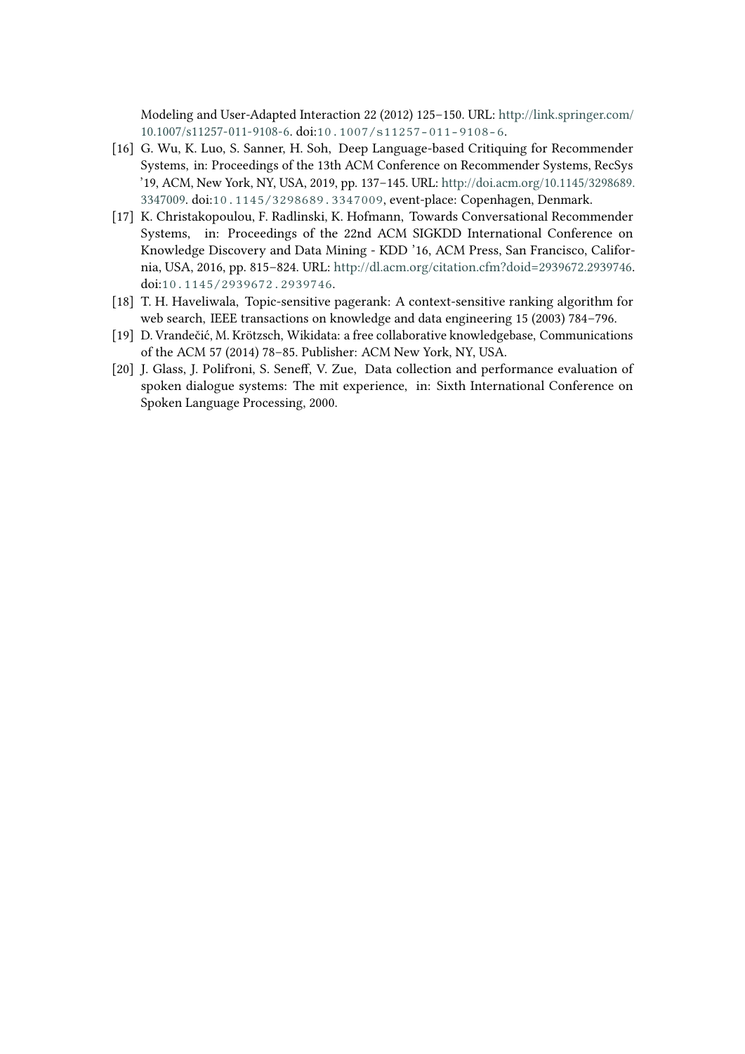Modeling and User-Adapted Interaction 22 (2012) 125–150. URL: http://link.springer.com/10.1007/s11257-011-9108-6. doi:10.1007/s11257-011-9108-6.

[16] G. Wu, K. Luo, S. Sanner, H. Soh, Deep Language-based Critiquing for Recommender Systems, in: Proceedings of the 13th ACM Conference on Recommender Systems, RecSys '19, ACM, New York, NY, USA, 2019, pp. 137–145. URL: http://doi.acm.org/10.1145/3298689.3347009. doi:10.1145/3298689.3347009, event-place: Copenhagen, Denmark.

[17] K. Christakopoulou, F. Radlinski, K. Hofmann, Towards Conversational Recommender Systems, in: Proceedings of the 22nd ACM SIGKDD International Conference on Knowledge Discovery and Data Mining - KDD '16, ACM Press, San Francisco, California, USA, 2016, pp. 815–824. URL: http://dl.acm.org/citation.cfm?doid=2939672.2939746. doi:10.1145/2939672.2939746.

[18] T. H. Haveliwala, Topic-sensitive pagerank: A context-sensitive ranking algorithm for web search, IEEE transactions on knowledge and data engineering 15 (2003) 784–796.

[19] D. Vrandečić, M. Krötzsch, Wikidata: a free collaborative knowledgebase, Communications of the ACM 57 (2014) 78–85. Publisher: ACM New York, NY, USA.

[20] J. Glass, J. Polifroni, S. Seneff, V. Zue, Data collection and performance evaluation of spoken dialogue systems: The mit experience, in: Sixth International Conference on Spoken Language Processing, 2000.